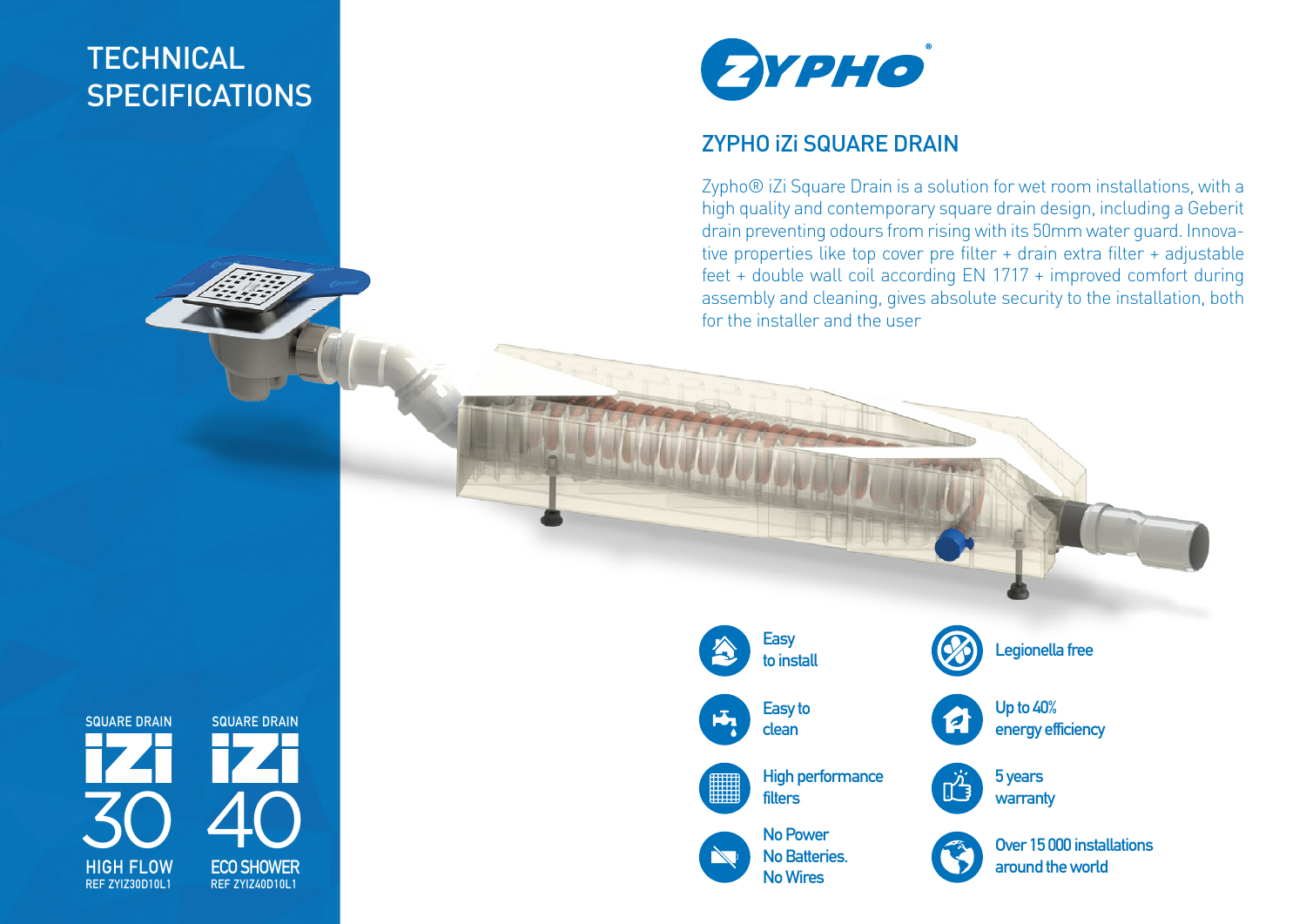# TECHNICAL SPECIFICATIONS

ZYPHO®

## ZYPHO iZi SQUARE DRAIN

Zypho® iZi Square Drain is a solution for wet room installations, with a high quality and contemporary square drain design, including a Geberit drain preventing odours from rising with its 50mm water guard. Innovative properties like top cover pre filter + drain extra filter + adjustable feet + double wall coil according EN 1717 + improved comfort during assembly and cleaning, gives absolute security to the installation, both for the installer and the user

- Easy to install
- Legionella free
- Easy to clean
- Up to 40% energy efficiency
- High performance filters
- 5 years warranty
- No Power No Batteries. No Wires
- Over 15 000 installations around the world

SQUARE DRAIN
**iZi 30**
HIGH FLOW
REF ZYIZ30D10L1

SQUARE DRAIN
**iZi 40**
ECO SHOWER
REF ZYIZ40D10L1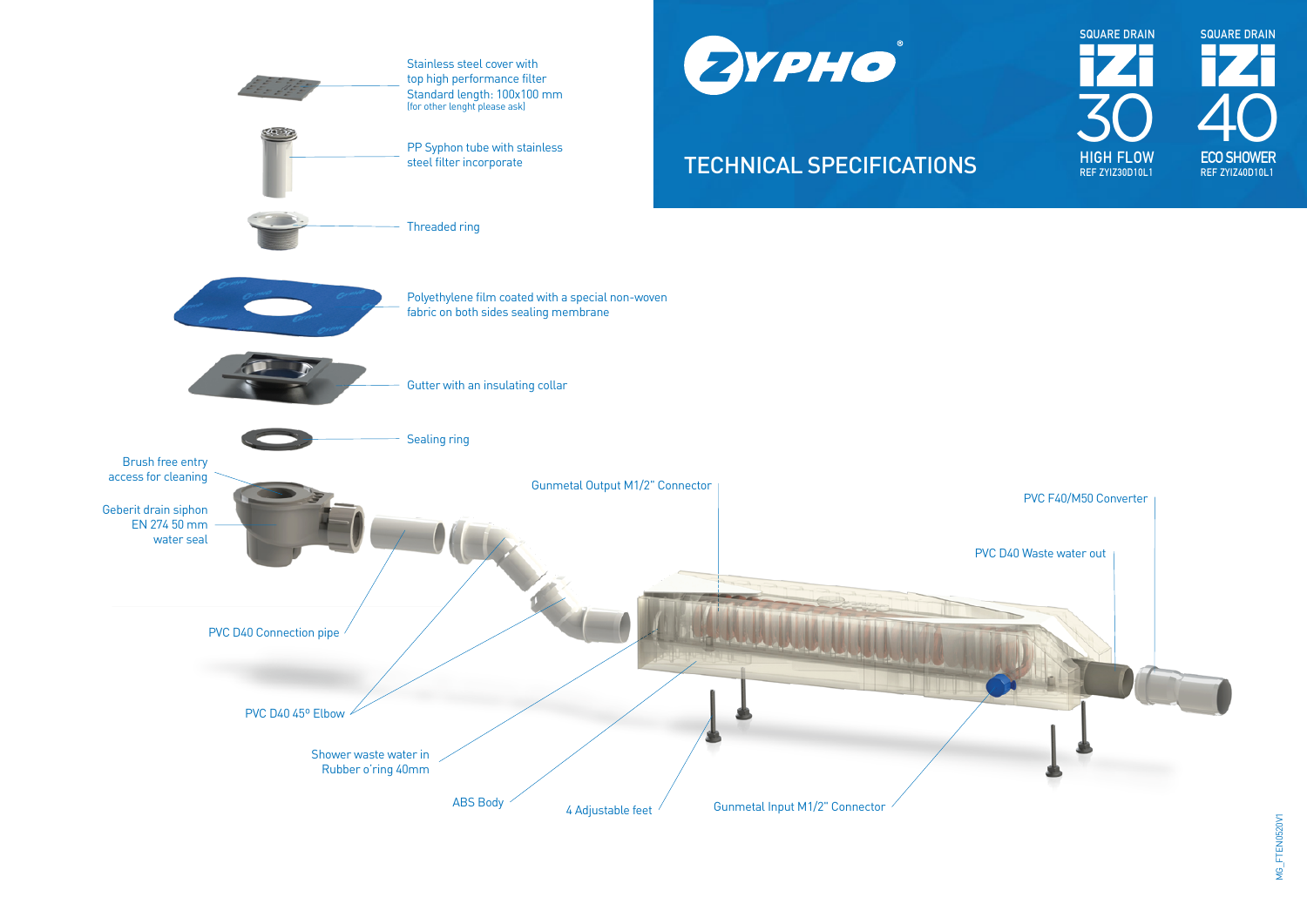# ZYPHO®

## TECHNICAL SPECIFICATIONS

| SQUARE DRAIN | SQUARE DRAIN |
| --- | --- |
| IZI 30 | IZI 40 |
| HIGH FLOW | ECO SHOWER |
| REF ZYIZ30D10L1 | REF ZYIZ40D10L1 |

- Stainless steel cover with top high performance filter
  Standard length: 100x100 mm
  (for other lenght please ask)
- PP Syphon tube with stainless steel filter incorporate
- Threaded ring
- Polyethylene film coated with a special non-woven fabric on both sides sealing membrane
- Gutter with an insulating collar
- Sealing ring
- Brush free entry access for cleaning
- Geberit drain siphon EN 274 50 mm water seal
- Gunmetal Output M1/2" Connector
- PVC F40/M50 Converter
- PVC D40 Waste water out
- PVC D40 Connection pipe
- PVC D40 45º Elbow
- Shower waste water in Rubber o'ring 40mm
- ABS Body
- 4 Adjustable feet
- Gunmetal Input M1/2" Connector

MG_FTEN0520V1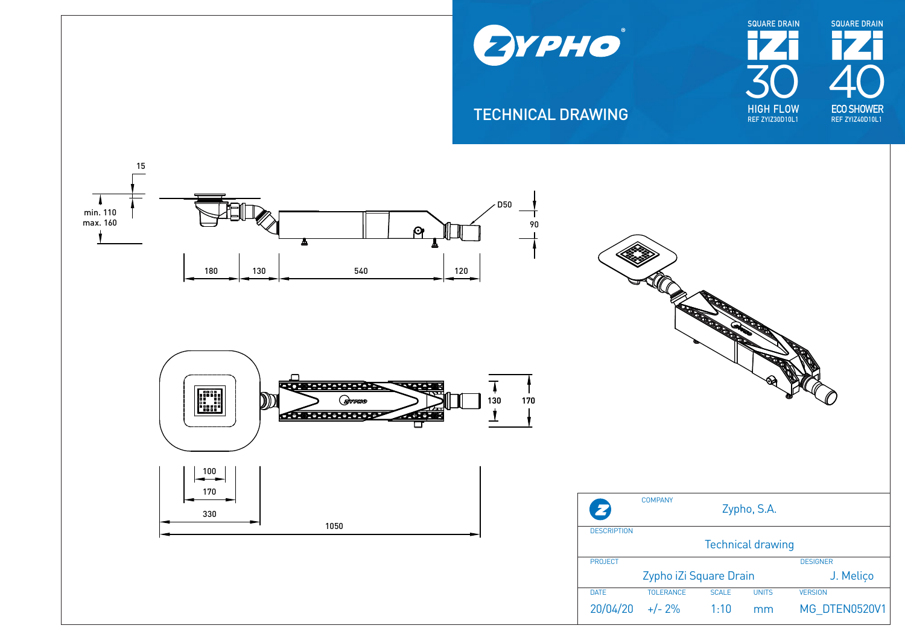# ZYPHO®

## TECHNICAL DRAWING

SQUARE DRAIN
iZi
30
HIGH FLOW
REF ZYIZ30D10L1

SQUARE DRAIN
iZi
40
ECO SHOWER
REF ZYIZ40D10L1

15

min. 110
max. 160

D50

90

180
130
540
120

130
170

100
170
330
1050

| | | | | |
|---|---|---|---|---|
| COMPANY | Zypho, S.A. | | | |
| DESCRIPTION | Technical drawing | | | |
| PROJECT | Zypho iZi Square Drain | | | DESIGNER J. Meliço |
| DATE 20/04/20 | TOLERANCE +/- 2% | SCALE 1:10 | UNITS mm | VERSION MG_DTEN0520V1 |